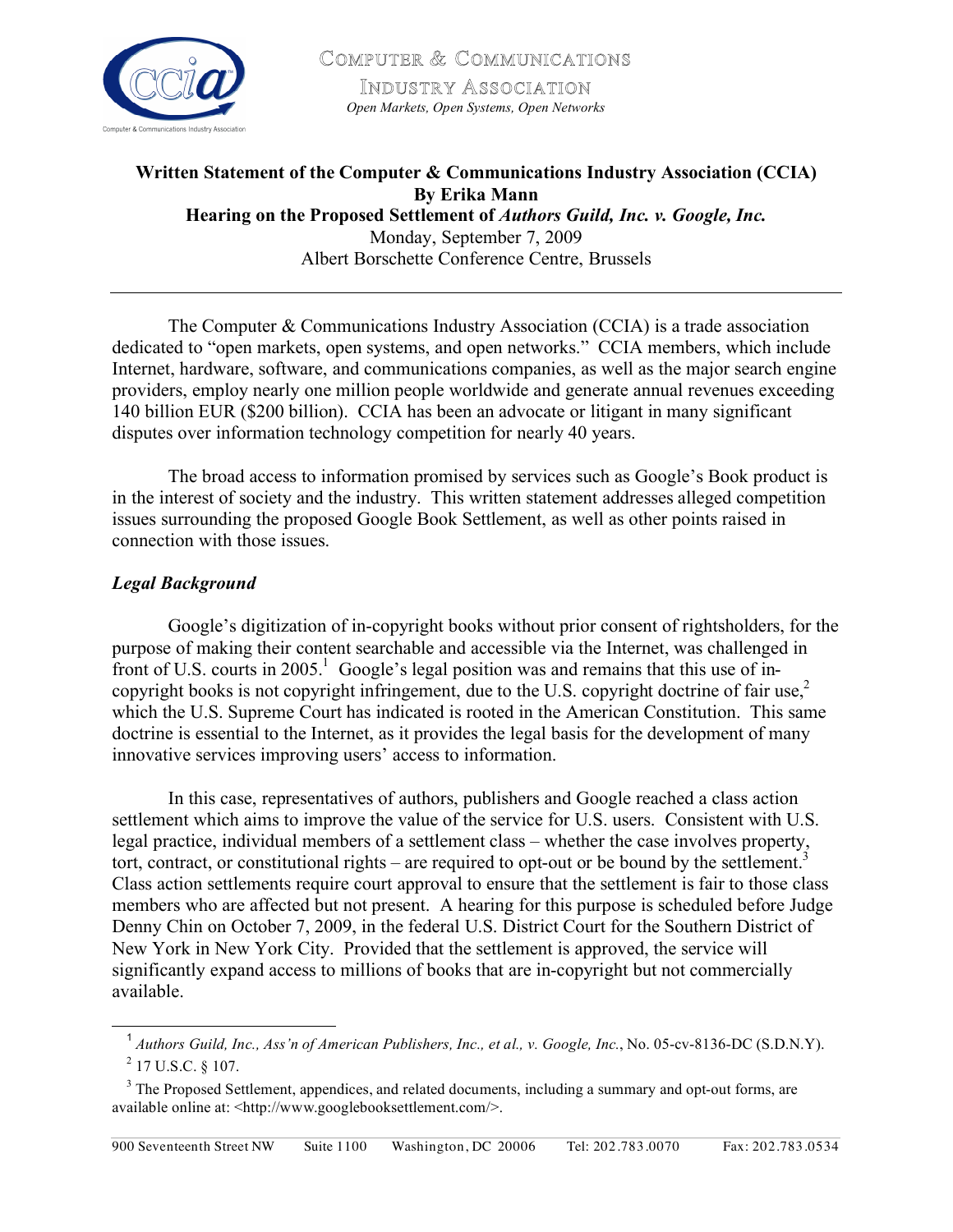Computer & Communications Industry Association

*Open Markets, Open Systems, Open Networks*

**Written Statement of the Computer & Communications Industry Association (CCIA)**
**By Erika Mann**
**Hearing on the Proposed Settlement of *Authors Guild, Inc. v. Google, Inc.***
Monday, September 7, 2009
Albert Borschette Conference Centre, Brussels

---

The Computer & Communications Industry Association (CCIA) is a trade association dedicated to "open markets, open systems, and open networks." CCIA members, which include Internet, hardware, software, and communications companies, as well as the major search engine providers, employ nearly one million people worldwide and generate annual revenues exceeding 140 billion EUR ($200 billion). CCIA has been an advocate or litigant in many significant disputes over information technology competition for nearly 40 years.

The broad access to information promised by services such as Google's Book product is in the interest of society and the industry. This written statement addresses alleged competition issues surrounding the proposed Google Book Settlement, as well as other points raised in connection with those issues.

### *Legal Background*

Google's digitization of in-copyright books without prior consent of rightsholders, for the purpose of making their content searchable and accessible via the Internet, was challenged in front of U.S. courts in 2005.[1] Google's legal position was and remains that this use of in-copyright books is not copyright infringement, due to the U.S. copyright doctrine of fair use,[2] which the U.S. Supreme Court has indicated is rooted in the American Constitution. This same doctrine is essential to the Internet, as it provides the legal basis for the development of many innovative services improving users' access to information.

In this case, representatives of authors, publishers and Google reached a class action settlement which aims to improve the value of the service for U.S. users. Consistent with U.S. legal practice, individual members of a settlement class – whether the case involves property, tort, contract, or constitutional rights – are required to opt-out or be bound by the settlement.[3] Class action settlements require court approval to ensure that the settlement is fair to those class members who are affected but not present. A hearing for this purpose is scheduled before Judge Denny Chin on October 7, 2009, in the federal U.S. District Court for the Southern District of New York in New York City. Provided that the settlement is approved, the service will significantly expand access to millions of books that are in-copyright but not commercially available.

---

[1] *Authors Guild, Inc., Ass'n of American Publishers, Inc., et al., v. Google, Inc.*, No. 05-cv-8136-DC (S.D.N.Y).

[2] 17 U.S.C. § 107.

[3] The Proposed Settlement, appendices, and related documents, including a summary and opt-out forms, are available online at: <http://www.googlebooksettlement.com/>.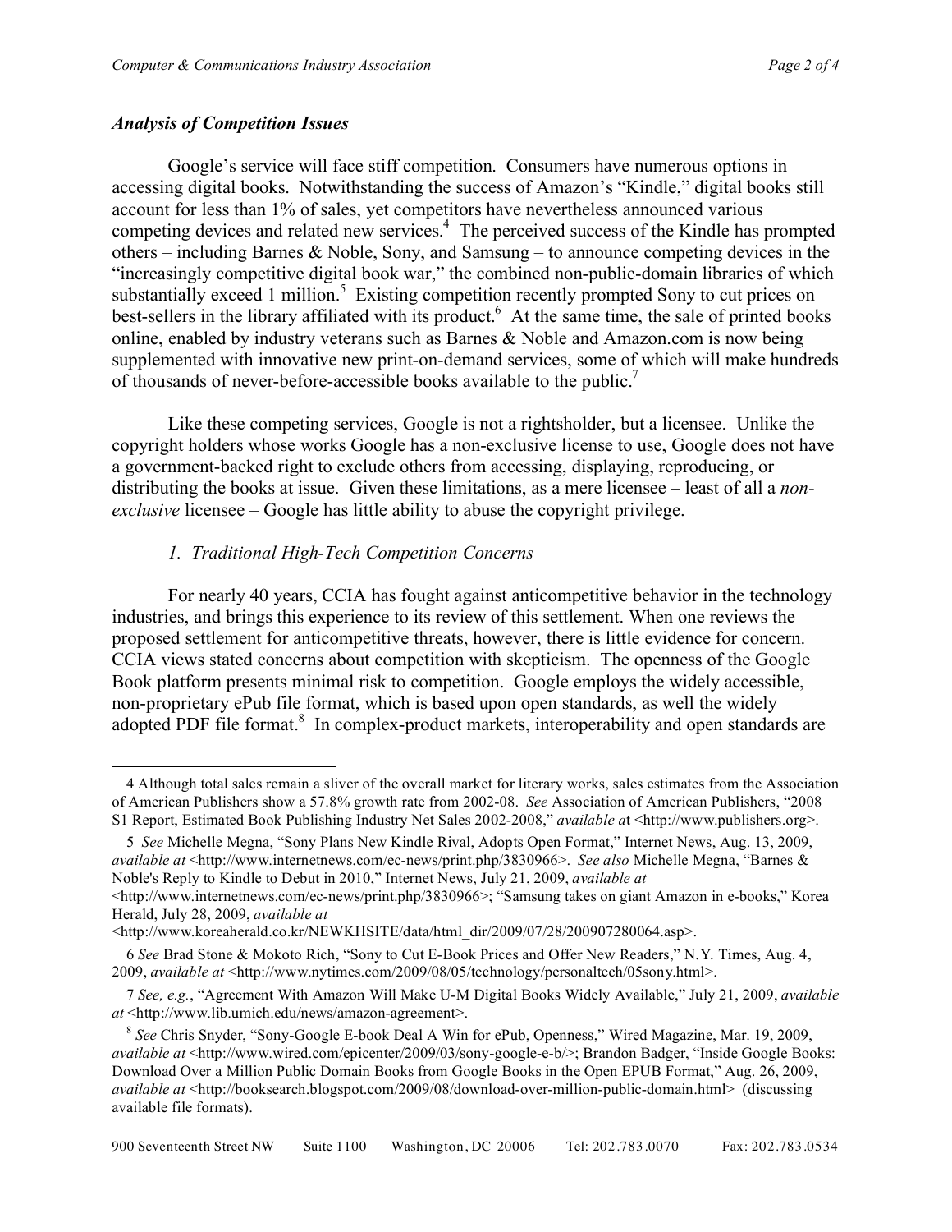### *Analysis of Competition Issues*

Google's service will face stiff competition. Consumers have numerous options in accessing digital books. Notwithstanding the success of Amazon's "Kindle," digital books still account for less than 1% of sales, yet competitors have nevertheless announced various competing devices and related new services.[4] The perceived success of the Kindle has prompted others – including Barnes & Noble, Sony, and Samsung – to announce competing devices in the "increasingly competitive digital book war," the combined non-public-domain libraries of which substantially exceed 1 million.[5] Existing competition recently prompted Sony to cut prices on best-sellers in the library affiliated with its product.[6] At the same time, the sale of printed books online, enabled by industry veterans such as Barnes & Noble and Amazon.com is now being supplemented with innovative new print-on-demand services, some of which will make hundreds of thousands of never-before-accessible books available to the public.[7]

Like these competing services, Google is not a rightsholder, but a licensee. Unlike the copyright holders whose works Google has a non-exclusive license to use, Google does not have a government-backed right to exclude others from accessing, displaying, reproducing, or distributing the books at issue. Given these limitations, as a mere licensee – least of all a *non-exclusive* licensee – Google has little ability to abuse the copyright privilege.

#### *1. Traditional High-Tech Competition Concerns*

For nearly 40 years, CCIA has fought against anticompetitive behavior in the technology industries, and brings this experience to its review of this settlement. When one reviews the proposed settlement for anticompetitive threats, however, there is little evidence for concern. CCIA views stated concerns about competition with skepticism. The openness of the Google Book platform presents minimal risk to competition. Google employs the widely accessible, non-proprietary ePub file format, which is based upon open standards, as well the widely adopted PDF file format.[8] In complex-product markets, interoperability and open standards are

---

4 Although total sales remain a sliver of the overall market for literary works, sales estimates from the Association of American Publishers show a 57.8% growth rate from 2002-08. *See* Association of American Publishers, "2008 S1 Report, Estimated Book Publishing Industry Net Sales 2002-2008," *available a*t <http://www.publishers.org>.

5 *See* Michelle Megna, "Sony Plans New Kindle Rival, Adopts Open Format," Internet News, Aug. 13, 2009, *available at* <http://www.internetnews.com/ec-news/print.php/3830966>. *See also* Michelle Megna, "Barnes & Noble's Reply to Kindle to Debut in 2010," Internet News, July 21, 2009, *available at* <http://www.internetnews.com/ec-news/print.php/3830966>; "Samsung takes on giant Amazon in e-books," Korea Herald, July 28, 2009, *available at* <http://www.koreaherald.co.kr/NEWKHSITE/data/html_dir/2009/07/28/200907280064.asp>.

6 *See* Brad Stone & Mokoto Rich, "Sony to Cut E-Book Prices and Offer New Readers," N.Y. Times, Aug. 4, 2009, *available at* <http://www.nytimes.com/2009/08/05/technology/personaltech/05sony.html>.

7 *See, e.g.*, "Agreement With Amazon Will Make U-M Digital Books Widely Available," July 21, 2009, *available at* <http://www.lib.umich.edu/news/amazon-agreement>.

8 *See* Chris Snyder, "Sony-Google E-book Deal A Win for ePub, Openness," Wired Magazine, Mar. 19, 2009, *available at* <http://www.wired.com/epicenter/2009/03/sony-google-e-b/>; Brandon Badger, "Inside Google Books: Download Over a Million Public Domain Books from Google Books in the Open EPUB Format," Aug. 26, 2009, *available at* <http://booksearch.blogspot.com/2009/08/download-over-million-public-domain.html> (discussing available file formats).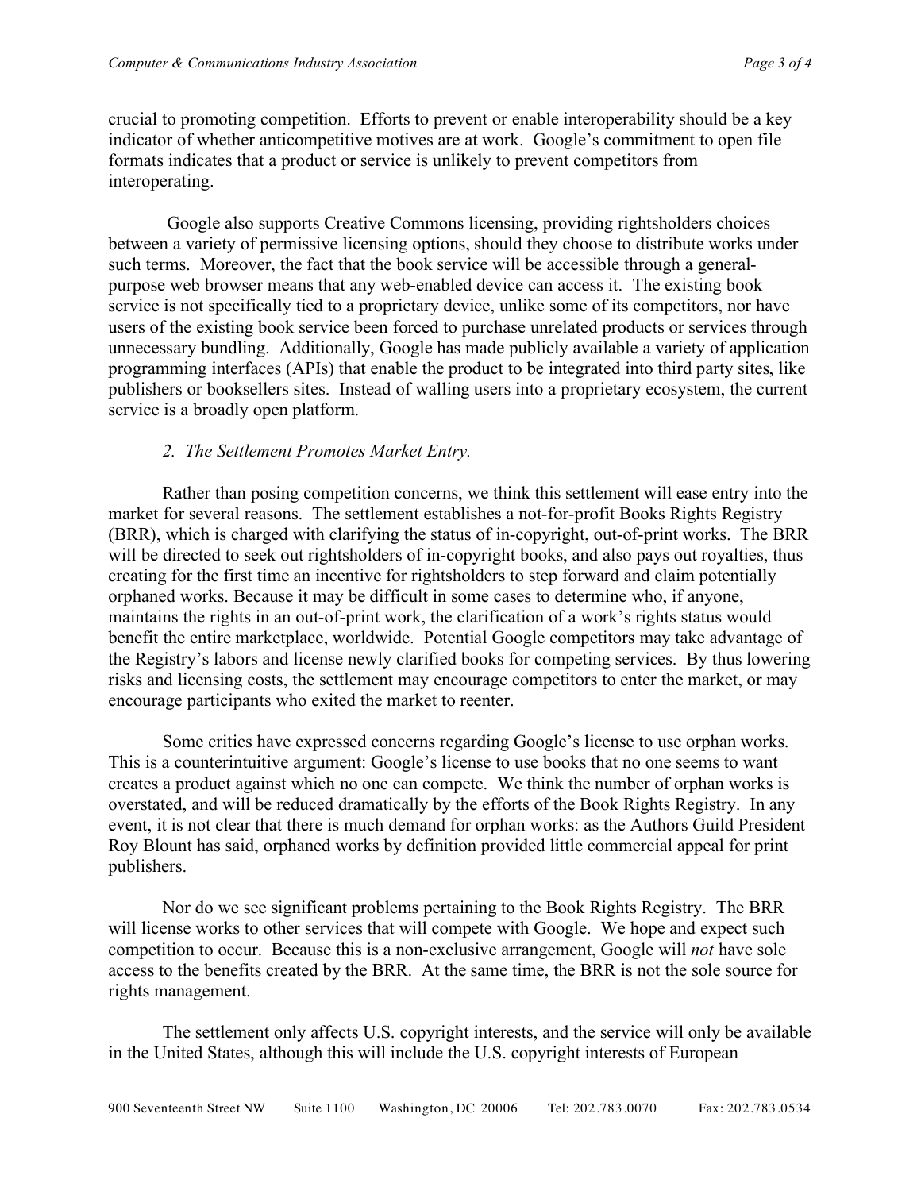crucial to promoting competition. Efforts to prevent or enable interoperability should be a key indicator of whether anticompetitive motives are at work. Google's commitment to open file formats indicates that a product or service is unlikely to prevent competitors from interoperating.

Google also supports Creative Commons licensing, providing rightsholders choices between a variety of permissive licensing options, should they choose to distribute works under such terms. Moreover, the fact that the book service will be accessible through a general-purpose web browser means that any web-enabled device can access it. The existing book service is not specifically tied to a proprietary device, unlike some of its competitors, nor have users of the existing book service been forced to purchase unrelated products or services through unnecessary bundling. Additionally, Google has made publicly available a variety of application programming interfaces (APIs) that enable the product to be integrated into third party sites, like publishers or booksellers sites. Instead of walling users into a proprietary ecosystem, the current service is a broadly open platform.

*2. The Settlement Promotes Market Entry.*

Rather than posing competition concerns, we think this settlement will ease entry into the market for several reasons. The settlement establishes a not-for-profit Books Rights Registry (BRR), which is charged with clarifying the status of in-copyright, out-of-print works. The BRR will be directed to seek out rightsholders of in-copyright books, and also pays out royalties, thus creating for the first time an incentive for rightsholders to step forward and claim potentially orphaned works. Because it may be difficult in some cases to determine who, if anyone, maintains the rights in an out-of-print work, the clarification of a work's rights status would benefit the entire marketplace, worldwide. Potential Google competitors may take advantage of the Registry's labors and license newly clarified books for competing services. By thus lowering risks and licensing costs, the settlement may encourage competitors to enter the market, or may encourage participants who exited the market to reenter.

Some critics have expressed concerns regarding Google's license to use orphan works. This is a counterintuitive argument: Google's license to use books that no one seems to want creates a product against which no one can compete. We think the number of orphan works is overstated, and will be reduced dramatically by the efforts of the Book Rights Registry. In any event, it is not clear that there is much demand for orphan works: as the Authors Guild President Roy Blount has said, orphaned works by definition provided little commercial appeal for print publishers.

Nor do we see significant problems pertaining to the Book Rights Registry. The BRR will license works to other services that will compete with Google. We hope and expect such competition to occur. Because this is a non-exclusive arrangement, Google will *not* have sole access to the benefits created by the BRR. At the same time, the BRR is not the sole source for rights management.

The settlement only affects U.S. copyright interests, and the service will only be available in the United States, although this will include the U.S. copyright interests of European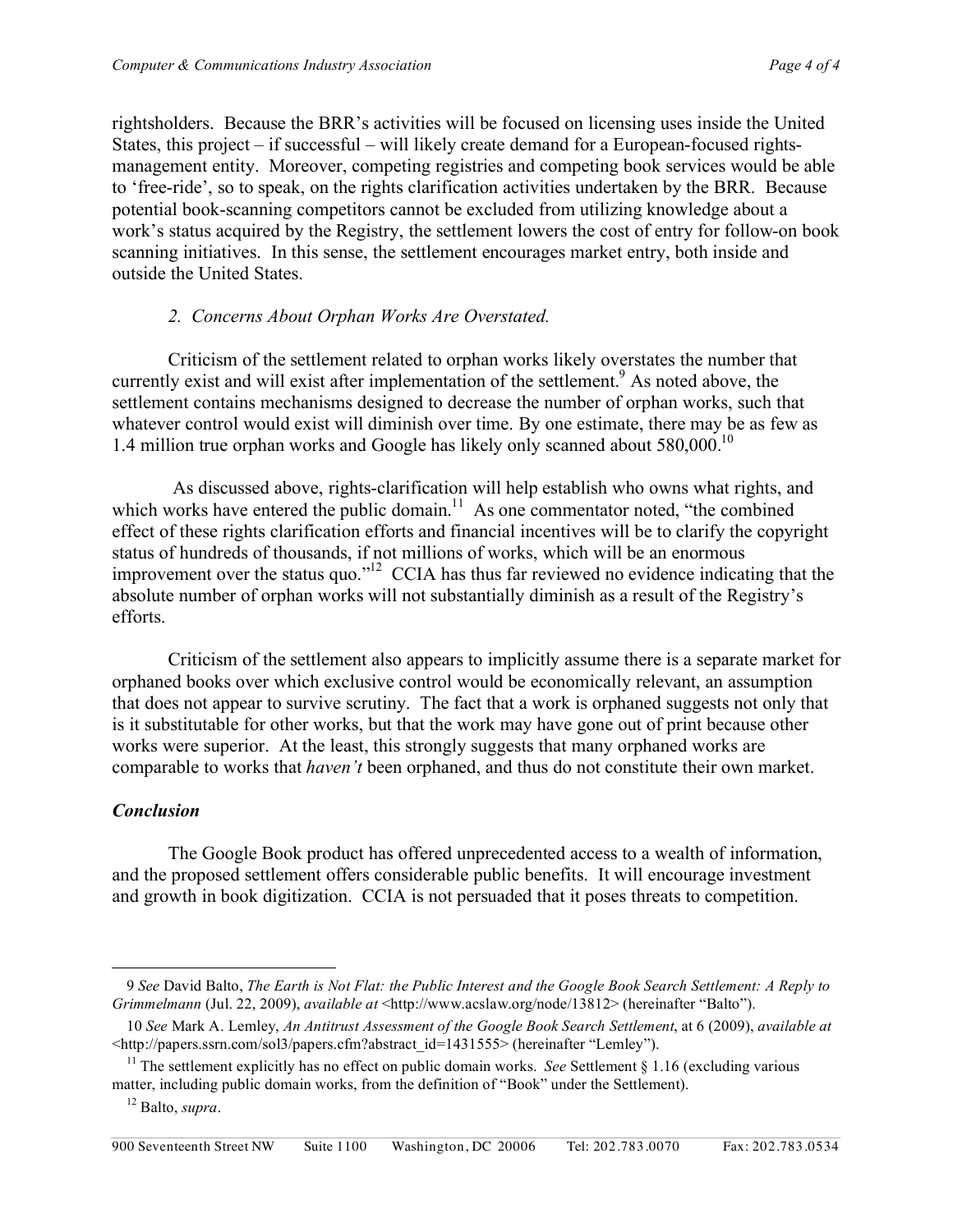rightsholders. Because the BRR's activities will be focused on licensing uses inside the United States, this project – if successful – will likely create demand for a European-focused rights-management entity. Moreover, competing registries and competing book services would be able to 'free-ride', so to speak, on the rights clarification activities undertaken by the BRR. Because potential book-scanning competitors cannot be excluded from utilizing knowledge about a work's status acquired by the Registry, the settlement lowers the cost of entry for follow-on book scanning initiatives. In this sense, the settlement encourages market entry, both inside and outside the United States.

*2. Concerns About Orphan Works Are Overstated.*

Criticism of the settlement related to orphan works likely overstates the number that currently exist and will exist after implementation of the settlement.[9] As noted above, the settlement contains mechanisms designed to decrease the number of orphan works, such that whatever control would exist will diminish over time. By one estimate, there may be as few as 1.4 million true orphan works and Google has likely only scanned about 580,000.[10]

As discussed above, rights-clarification will help establish who owns what rights, and which works have entered the public domain.[11] As one commentator noted, "the combined effect of these rights clarification efforts and financial incentives will be to clarify the copyright status of hundreds of thousands, if not millions of works, which will be an enormous improvement over the status quo."[12] CCIA has thus far reviewed no evidence indicating that the absolute number of orphan works will not substantially diminish as a result of the Registry's efforts.

Criticism of the settlement also appears to implicitly assume there is a separate market for orphaned books over which exclusive control would be economically relevant, an assumption that does not appear to survive scrutiny. The fact that a work is orphaned suggests not only that is it substitutable for other works, but that the work may have gone out of print because other works were superior. At the least, this strongly suggests that many orphaned works are comparable to works that *haven't* been orphaned, and thus do not constitute their own market.

### *Conclusion*

The Google Book product has offered unprecedented access to a wealth of information, and the proposed settlement offers considerable public benefits. It will encourage investment and growth in book digitization. CCIA is not persuaded that it poses threats to competition.

---

9 *See* David Balto, *The Earth is Not Flat: the Public Interest and the Google Book Search Settlement: A Reply to Grimmelmann* (Jul. 22, 2009), *available at* <http://www.acslaw.org/node/13812> (hereinafter "Balto").

10 *See* Mark A. Lemley, *An Antitrust Assessment of the Google Book Search Settlement*, at 6 (2009), *available at* <http://papers.ssrn.com/sol3/papers.cfm?abstract_id=1431555> (hereinafter "Lemley").

11 The settlement explicitly has no effect on public domain works. *See* Settlement § 1.16 (excluding various matter, including public domain works, from the definition of "Book" under the Settlement).

12 Balto, *supra*.

900 Seventeenth Street NW Suite 1100 Washington, DC 20006 Tel: 202.783.0070 Fax: 202.783.0534